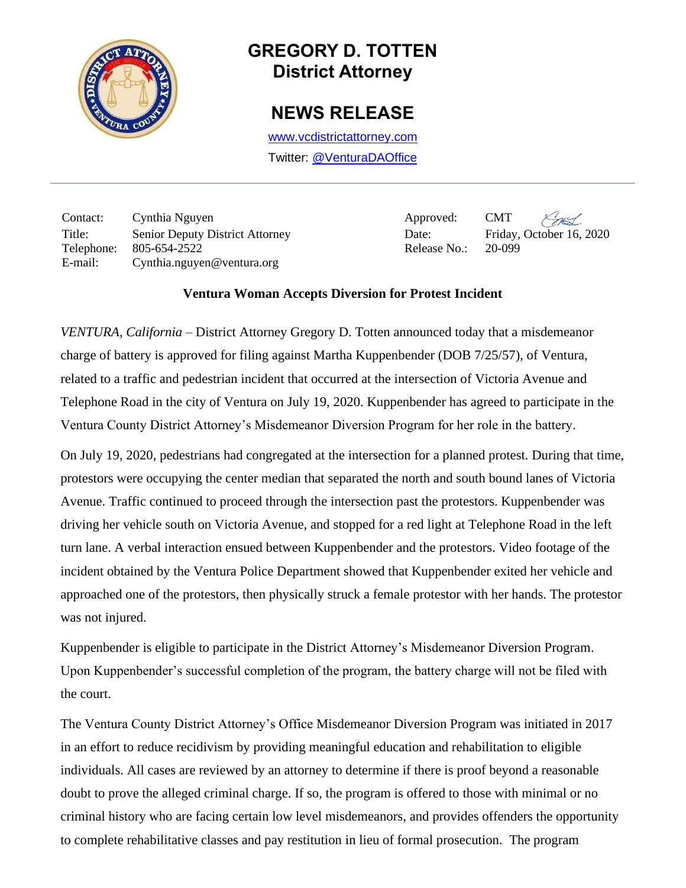# GREGORY D. TOTTEN
## District Attorney

## NEWS RELEASE

www.vcdistrictattorney.com
Twitter: @VenturaDAOffice

| | | | |
|---|---|---|---|
| Contact: | Cynthia Nguyen | Approved: | CMT |
| Title: | Senior Deputy District Attorney | Date: | Friday, October 16, 2020 |
| Telephone: | 805-654-2522 | Release No.: | 20-099 |
| E-mail: | Cynthia.nguyen@ventura.org | | |

**Ventura Woman Accepts Diversion for Protest Incident**

*VENTURA, California* – District Attorney Gregory D. Totten announced today that a misdemeanor charge of battery is approved for filing against Martha Kuppenbender (DOB 7/25/57), of Ventura, related to a traffic and pedestrian incident that occurred at the intersection of Victoria Avenue and Telephone Road in the city of Ventura on July 19, 2020. Kuppenbender has agreed to participate in the Ventura County District Attorney's Misdemeanor Diversion Program for her role in the battery.

On July 19, 2020, pedestrians had congregated at the intersection for a planned protest. During that time, protestors were occupying the center median that separated the north and south bound lanes of Victoria Avenue. Traffic continued to proceed through the intersection past the protestors. Kuppenbender was driving her vehicle south on Victoria Avenue, and stopped for a red light at Telephone Road in the left turn lane. A verbal interaction ensued between Kuppenbender and the protestors. Video footage of the incident obtained by the Ventura Police Department showed that Kuppenbender exited her vehicle and approached one of the protestors, then physically struck a female protestor with her hands. The protestor was not injured.

Kuppenbender is eligible to participate in the District Attorney's Misdemeanor Diversion Program. Upon Kuppenbender's successful completion of the program, the battery charge will not be filed with the court.

The Ventura County District Attorney's Office Misdemeanor Diversion Program was initiated in 2017 in an effort to reduce recidivism by providing meaningful education and rehabilitation to eligible individuals. All cases are reviewed by an attorney to determine if there is proof beyond a reasonable doubt to prove the alleged criminal charge. If so, the program is offered to those with minimal or no criminal history who are facing certain low level misdemeanors, and provides offenders the opportunity to complete rehabilitative classes and pay restitution in lieu of formal prosecution. The program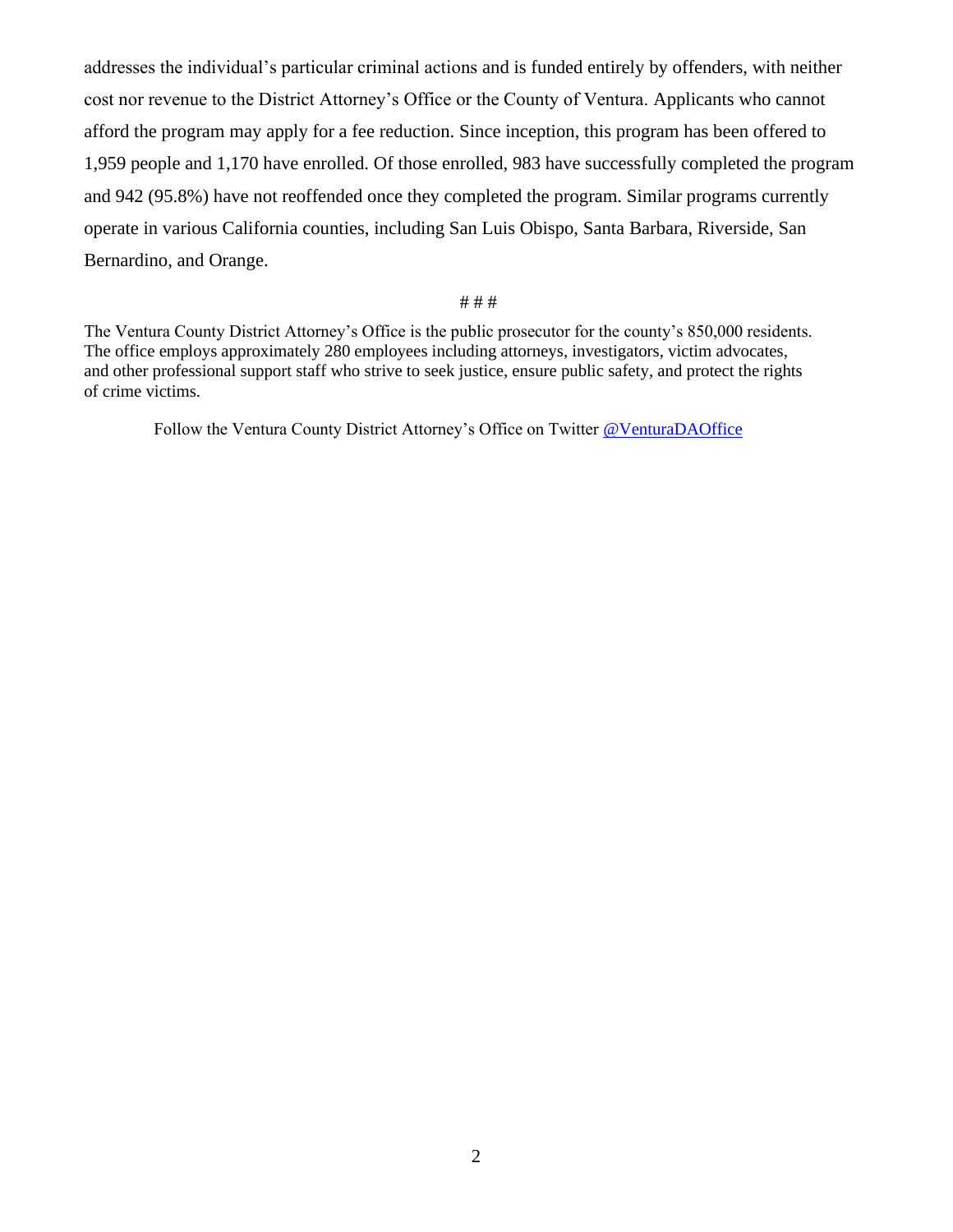addresses the individual's particular criminal actions and is funded entirely by offenders, with neither cost nor revenue to the District Attorney's Office or the County of Ventura. Applicants who cannot afford the program may apply for a fee reduction. Since inception, this program has been offered to 1,959 people and 1,170 have enrolled. Of those enrolled, 983 have successfully completed the program and 942 (95.8%) have not reoffended once they completed the program. Similar programs currently operate in various California counties, including San Luis Obispo, Santa Barbara, Riverside, San Bernardino, and Orange.

# # #

The Ventura County District Attorney's Office is the public prosecutor for the county's 850,000 residents. The office employs approximately 280 employees including attorneys, investigators, victim advocates, and other professional support staff who strive to seek justice, ensure public safety, and protect the rights of crime victims.

Follow the Ventura County District Attorney's Office on Twitter [@VenturaDAOffice](https://twitter.com/VenturaDAOffice)